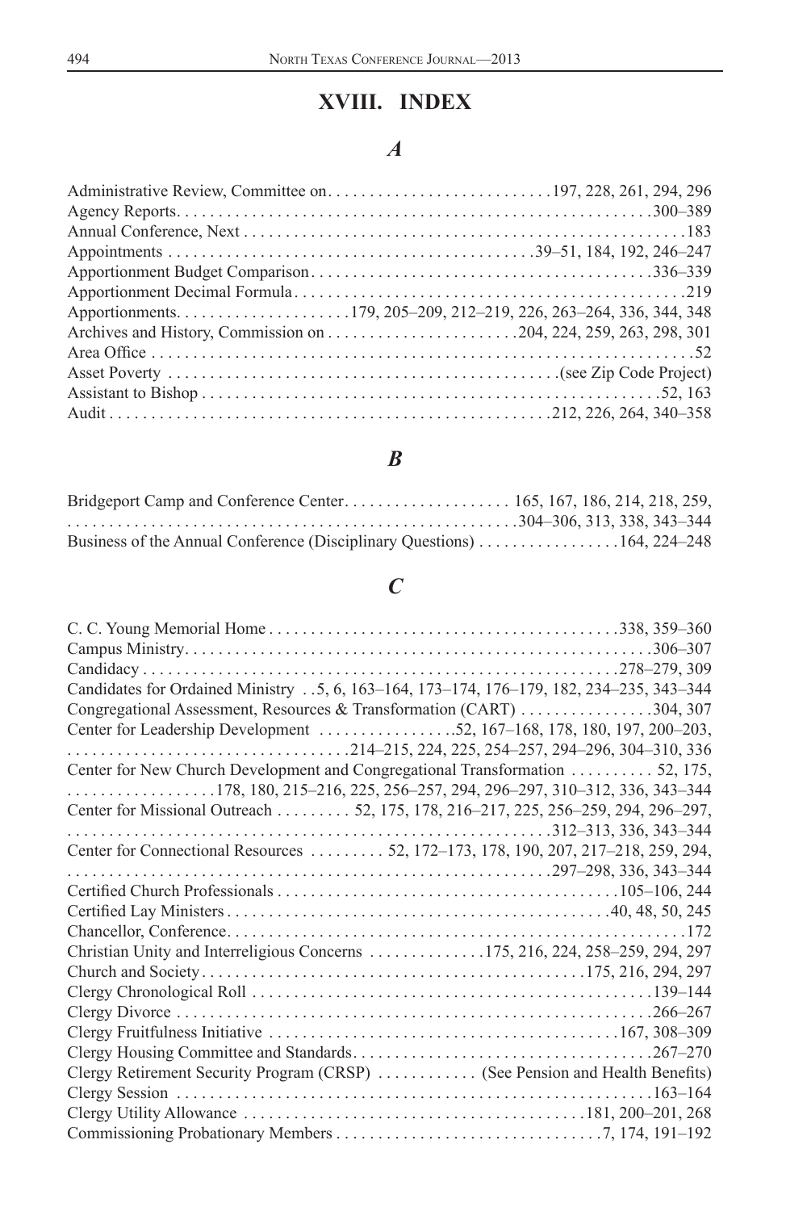# XVIII. INDEX

## *A*

Administrative Review, Committee on . . . . . . . . . . . . . . . . . . . . . . . . . . .197, 228, 261, 294, 296
Agency Reports . . . . . . . . . . . . . . . . . . . . . . . . . . . . . . . . . . . . . . . . . . . . . . . . . . . . . . .300–389
Annual Conference, Next . . . . . . . . . . . . . . . . . . . . . . . . . . . . . . . . . . . . . . . . . . . . . . . . . .183
Appointments . . . . . . . . . . . . . . . . . . . . . . . . . . . . . . . . . . . . . . . . . .39–51, 184, 192, 246–247
Apportionment Budget Comparison . . . . . . . . . . . . . . . . . . . . . . . . . . . . . . . . . . . . . . .336–339
Apportionment Decimal Formula . . . . . . . . . . . . . . . . . . . . . . . . . . . . . . . . . . . . . . . . . . . . . .219
Apportionments . . . . . . . . . . . . . . . . . . . . .179, 205–209, 212–219, 226, 263–264, 336, 344, 348
Archives and History, Commission on . . . . . . . . . . . . . . . . . . . . . . .204, 224, 259, 263, 298, 301
Area Office . . . . . . . . . . . . . . . . . . . . . . . . . . . . . . . . . . . . . . . . . . . . . . . . . . . . . . . . . . . . . . . .52
Asset Poverty . . . . . . . . . . . . . . . . . . . . . . . . . . . . . . . . . . . . . . . . . . . . .(see Zip Code Project)
Assistant to Bishop . . . . . . . . . . . . . . . . . . . . . . . . . . . . . . . . . . . . . . . . . . . . . . . . . . . . . .52, 163
Audit . . . . . . . . . . . . . . . . . . . . . . . . . . . . . . . . . . . . . . . . . . . . . . . . . . . .212, 226, 264, 340–358

## *B*

Bridgeport Camp and Conference Center . . . . . . . . . . . . . . . . . . . . 165, 167, 186, 214, 218, 259, . . . . . . . . . . . . . . . . . . . . . . . . . . . . . . . . . . . . . . . . . . . . . . . . . . . . . . .304–306, 313, 338, 343–344
Business of the Annual Conference (Disciplinary Questions) . . . . . . . . . . . . . . . . .164, 224–248

## *C*

C. C. Young Memorial Home . . . . . . . . . . . . . . . . . . . . . . . . . . . . . . . . . . . . . . . . . .338, 359–360
Campus Ministry . . . . . . . . . . . . . . . . . . . . . . . . . . . . . . . . . . . . . . . . . . . . . . . . . . . . . . .306–307
Candidacy . . . . . . . . . . . . . . . . . . . . . . . . . . . . . . . . . . . . . . . . . . . . . . . . . . . . . . . .278–279, 309
Candidates for Ordained Ministry . .5, 6, 163–164, 173–174, 176–179, 182, 234–235, 343–344
Congregational Assessment, Resources & Transformation (CART) . . . . . . . . . . . . . . . .304, 307
Center for Leadership Development . . . . . . . . . . . . . . . .52, 167–168, 178, 180, 197, 200–203, . . . . . . . . . . . . . . . . . . . . . . . . . . . . . . . . .214–215, 224, 225, 254–257, 294–296, 304–310, 336
Center for New Church Development and Congregational Transformation . . . . . . . . . . 52, 175, . . . . . . . . . . . . . . . . . .178, 180, 215–216, 225, 256–257, 294, 296–297, 310–312, 336, 343–344
Center for Missional Outreach . . . . . . . . . 52, 175, 178, 216–217, 225, 256–259, 294, 296–297, . . . . . . . . . . . . . . . . . . . . . . . . . . . . . . . . . . . . . . . . . . . . . . . . . . . . . . . .312–313, 336, 343–344
Center for Connectional Resources . . . . . . . . . 52, 172–173, 178, 190, 207, 217–218, 259, 294, . . . . . . . . . . . . . . . . . . . . . . . . . . . . . . . . . . . . . . . . . . . . . . . . . . . . . . . .297–298, 336, 343–344
Certified Church Professionals . . . . . . . . . . . . . . . . . . . . . . . . . . . . . . . . . . . . . . . . .105–106, 244
Certified Lay Ministers . . . . . . . . . . . . . . . . . . . . . . . . . . . . . . . . . . . . . . . . . . . . .40, 48, 50, 245
Chancellor, Conference . . . . . . . . . . . . . . . . . . . . . . . . . . . . . . . . . . . . . . . . . . . . . . . . . . . . . .172
Christian Unity and Interreligious Concerns . . . . . . . . . . . . . .175, 216, 224, 258–259, 294, 297
Church and Society . . . . . . . . . . . . . . . . . . . . . . . . . . . . . . . . . . . . . . . . . . . . .175, 216, 294, 297
Clergy Chronological Roll . . . . . . . . . . . . . . . . . . . . . . . . . . . . . . . . . . . . . . . . . . . . . . . .139–144
Clergy Divorce . . . . . . . . . . . . . . . . . . . . . . . . . . . . . . . . . . . . . . . . . . . . . . . . . . . . . . . . .266–267
Clergy Fruitfulness Initiative . . . . . . . . . . . . . . . . . . . . . . . . . . . . . . . . . . . . . . . . . .167, 308–309
Clergy Housing Committee and Standards . . . . . . . . . . . . . . . . . . . . . . . . . . . . . . . . . . . .267–270
Clergy Retirement Security Program (CRSP) . . . . . . . . . . . . (See Pension and Health Benefits)
Clergy Session . . . . . . . . . . . . . . . . . . . . . . . . . . . . . . . . . . . . . . . . . . . . . . . . . . . . . . . . .163–164
Clergy Utility Allowance . . . . . . . . . . . . . . . . . . . . . . . . . . . . . . . . . . . . . . . .181, 200–201, 268
Commissioning Probationary Members . . . . . . . . . . . . . . . . . . . . . . . . . . . . . . . .7, 174, 191–192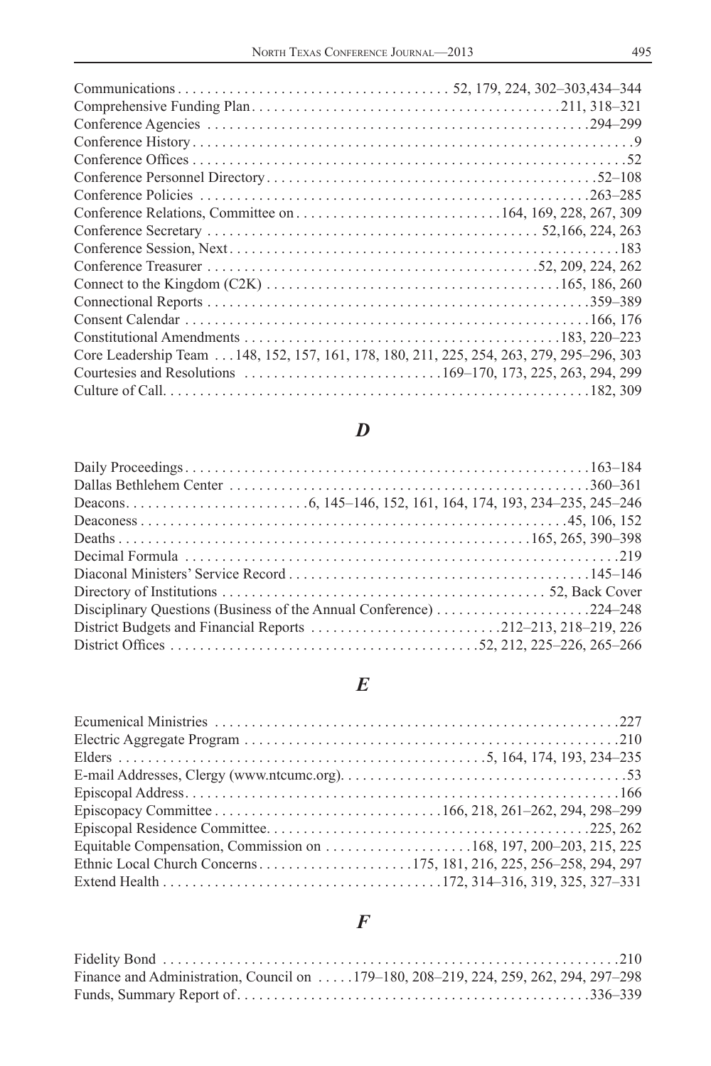Communications . . . . . . . . . . . . . . . . . . . . . . . . . . . . . . . . . . . . 52, 179, 224, 302–303,434–344
Comprehensive Funding Plan . . . . . . . . . . . . . . . . . . . . . . . . . . . . . . . . . . . . . . . . . 211, 318–321
Conference Agencies . . . . . . . . . . . . . . . . . . . . . . . . . . . . . . . . . . . . . . . . . . . . . . . . . 294–299
Conference History . . . . . . . . . . . . . . . . . . . . . . . . . . . . . . . . . . . . . . . . . . . . . . . . . . . . . . . 9
Conference Offices . . . . . . . . . . . . . . . . . . . . . . . . . . . . . . . . . . . . . . . . . . . . . . . . . . . . . . 52
Conference Personnel Directory . . . . . . . . . . . . . . . . . . . . . . . . . . . . . . . . . . . . . . . . . . . 52–108
Conference Policies . . . . . . . . . . . . . . . . . . . . . . . . . . . . . . . . . . . . . . . . . . . . . . . . . . . 263–285
Conference Relations, Committee on . . . . . . . . . . . . . . . . . . . . . . . . . . . 164, 169, 228, 267, 309
Conference Secretary . . . . . . . . . . . . . . . . . . . . . . . . . . . . . . . . . . . . . . . . . . . 52,166, 224, 263
Conference Session, Next . . . . . . . . . . . . . . . . . . . . . . . . . . . . . . . . . . . . . . . . . . . . . . . . . 183
Conference Treasurer . . . . . . . . . . . . . . . . . . . . . . . . . . . . . . . . . . . . . . . . . . 52, 209, 224, 262
Connect to the Kingdom (C2K) . . . . . . . . . . . . . . . . . . . . . . . . . . . . . . . . . . . . . . 165, 186, 260
Connectional Reports . . . . . . . . . . . . . . . . . . . . . . . . . . . . . . . . . . . . . . . . . . . . . . . . . . 359–389
Consent Calendar . . . . . . . . . . . . . . . . . . . . . . . . . . . . . . . . . . . . . . . . . . . . . . . . . . . . 166, 176
Constitutional Amendments . . . . . . . . . . . . . . . . . . . . . . . . . . . . . . . . . . . . . . . . . . 183, 220–223
Core Leadership Team . . . 148, 152, 157, 161, 178, 180, 211, 225, 254, 263, 279, 295–296, 303
Courtesies and Resolutions . . . . . . . . . . . . . . . . . . . . . . . . . . 169–170, 173, 225, 263, 294, 299
Culture of Call . . . . . . . . . . . . . . . . . . . . . . . . . . . . . . . . . . . . . . . . . . . . . . . . . . . . . . . 182, 309

## *D*

Daily Proceedings . . . . . . . . . . . . . . . . . . . . . . . . . . . . . . . . . . . . . . . . . . . . . . . . . . . . 163–184
Dallas Bethlehem Center . . . . . . . . . . . . . . . . . . . . . . . . . . . . . . . . . . . . . . . . . . . . . . . 360–361
Deacons . . . . . . . . . . . . . . . . . . . . . . . . 6, 145–146, 152, 161, 164, 174, 193, 234–235, 245–246
Deaconess . . . . . . . . . . . . . . . . . . . . . . . . . . . . . . . . . . . . . . . . . . . . . . . . . . . . . . . . 45, 106, 152
Deaths . . . . . . . . . . . . . . . . . . . . . . . . . . . . . . . . . . . . . . . . . . . . . . . . . . . . . . . 165, 265, 390–398
Decimal Formula . . . . . . . . . . . . . . . . . . . . . . . . . . . . . . . . . . . . . . . . . . . . . . . . . . . . . . . . . 219
Diaconal Ministers' Service Record . . . . . . . . . . . . . . . . . . . . . . . . . . . . . . . . . . . . . . . . . 145–146
Directory of Institutions . . . . . . . . . . . . . . . . . . . . . . . . . . . . . . . . . . . . . . . . . . . . 52, Back Cover
Disciplinary Questions (Business of the Annual Conference) . . . . . . . . . . . . . . . . . . . . . 224–248
District Budgets and Financial Reports . . . . . . . . . . . . . . . . . . . . . . . . . 212–213, 218–219, 226
District Offices . . . . . . . . . . . . . . . . . . . . . . . . . . . . . . . . . . . . . . . . . . 52, 212, 225–226, 265–266

## *E*

Ecumenical Ministries . . . . . . . . . . . . . . . . . . . . . . . . . . . . . . . . . . . . . . . . . . . . . . . . . . . . . 227
Electric Aggregate Program . . . . . . . . . . . . . . . . . . . . . . . . . . . . . . . . . . . . . . . . . . . . . . . . . 210
Elders . . . . . . . . . . . . . . . . . . . . . . . . . . . . . . . . . . . . . . . . . . . . . . . . . . 5, 164, 174, 193, 234–235
E-mail Addresses, Clergy (www.ntcumc.org) . . . . . . . . . . . . . . . . . . . . . . . . . . . . . . . . . . . . . . 53
Episcopal Address . . . . . . . . . . . . . . . . . . . . . . . . . . . . . . . . . . . . . . . . . . . . . . . . . . . . . . . . . 166
Episcopacy Committee . . . . . . . . . . . . . . . . . . . . . . . . . . . . . . . 166, 218, 261–262, 294, 298–299
Episcopal Residence Committee . . . . . . . . . . . . . . . . . . . . . . . . . . . . . . . . . . . . . . . . . . . 225, 262
Equitable Compensation, Commission on . . . . . . . . . . . . . . . . . . . 168, 197, 200–203, 215, 225
Ethnic Local Church Concerns . . . . . . . . . . . . . . . . . . . . . 175, 181, 216, 225, 256–258, 294, 297
Extend Health . . . . . . . . . . . . . . . . . . . . . . . . . . . . . . . . . . . . . 172, 314–316, 319, 325, 327–331

## *F*

Fidelity Bond . . . . . . . . . . . . . . . . . . . . . . . . . . . . . . . . . . . . . . . . . . . . . . . . . . . . . . . . . . . . . 210
Finance and Administration, Council on . . . . . 179–180, 208–219, 224, 259, 262, 294, 297–298
Funds, Summary Report of . . . . . . . . . . . . . . . . . . . . . . . . . . . . . . . . . . . . . . . . . . . . . . . . 336–339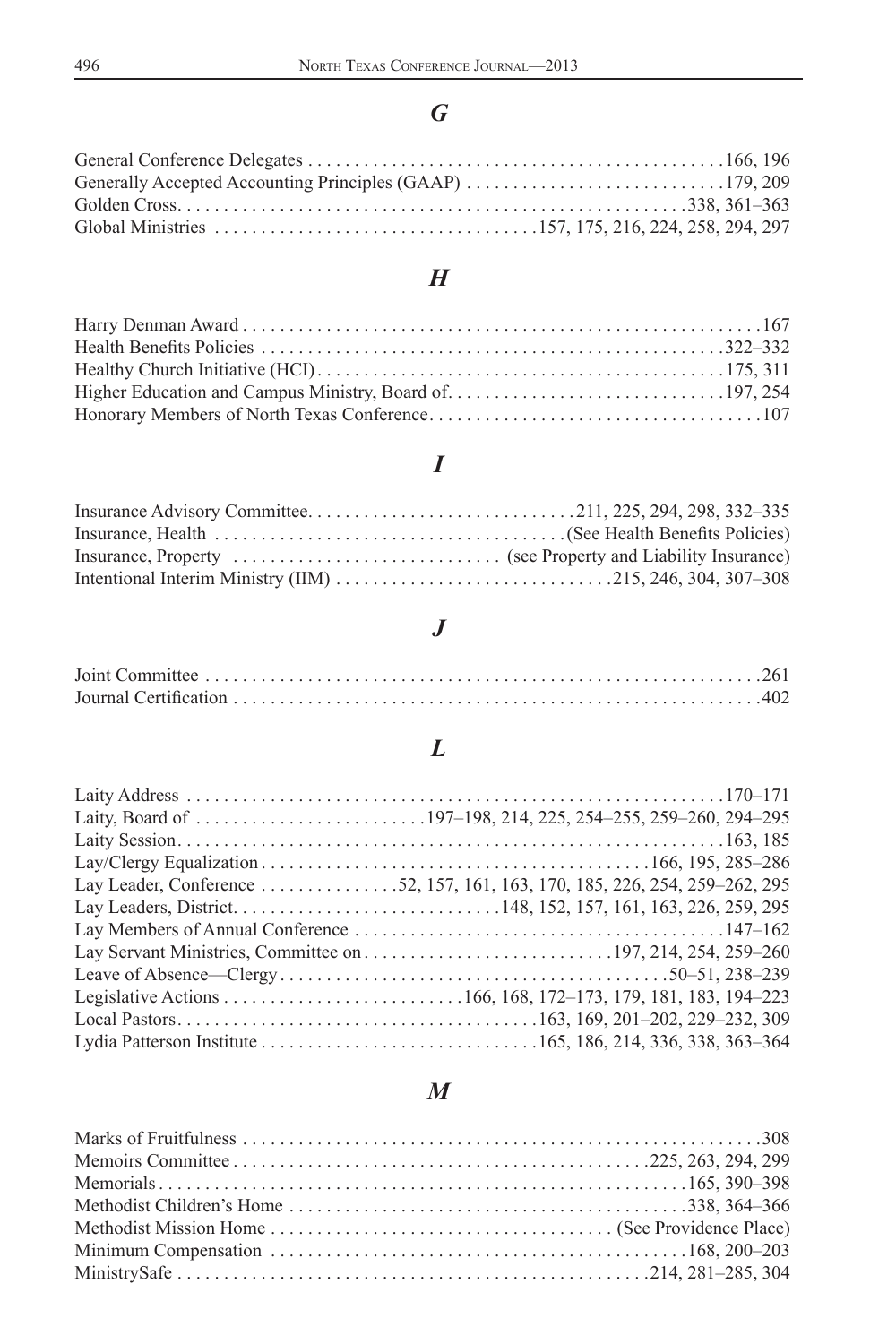## *G*

General Conference Delegates . . . . . . . . . . . . . . . . . . . . . . . . . . . . . . . . . . . . . . . . . . . . . .166, 196
Generally Accepted Accounting Principles (GAAP) . . . . . . . . . . . . . . . . . . . . . . . . . . . .179, 209
Golden Cross. . . . . . . . . . . . . . . . . . . . . . . . . . . . . . . . . . . . . . . . . . . . . . . . . . . . . .338, 361–363
Global Ministries . . . . . . . . . . . . . . . . . . . . . . . . . . . . . . . . . .157, 175, 216, 224, 258, 294, 297

## *H*

Harry Denman Award . . . . . . . . . . . . . . . . . . . . . . . . . . . . . . . . . . . . . . . . . . . . . . . . . . . . . . .167
Health Benefits Policies . . . . . . . . . . . . . . . . . . . . . . . . . . . . . . . . . . . . . . . . . . . . . . . . . .322–332
Healthy Church Initiative (HCI) . . . . . . . . . . . . . . . . . . . . . . . . . . . . . . . . . . . . . . . . . . .175, 311
Higher Education and Campus Ministry, Board of. . . . . . . . . . . . . . . . . . . . . . . . . . . . . .197, 254
Honorary Members of North Texas Conference. . . . . . . . . . . . . . . . . . . . . . . . . . . . . . . . . . . .107

## *I*

Insurance Advisory Committee. . . . . . . . . . . . . . . . . . . . . . . . . . . . .211, 225, 294, 298, 332–335
Insurance, Health . . . . . . . . . . . . . . . . . . . . . . . . . . . . . . . . . . . . .(See Health Benefits Policies)
Insurance, Property . . . . . . . . . . . . . . . . . . . . . . . . . . . . (see Property and Liability Insurance)
Intentional Interim Ministry (IIM) . . . . . . . . . . . . . . . . . . . . . . . . . . . . .215, 246, 304, 307–308

## *J*

Joint Committee . . . . . . . . . . . . . . . . . . . . . . . . . . . . . . . . . . . . . . . . . . . . . . . . . . . . . . . . . . .261
Journal Certification . . . . . . . . . . . . . . . . . . . . . . . . . . . . . . . . . . . . . . . . . . . . . . . . . . . . . . .402

## *L*

Laity Address . . . . . . . . . . . . . . . . . . . . . . . . . . . . . . . . . . . . . . . . . . . . . . . . . . . . . . . . .170–171
Laity, Board of . . . . . . . . . . . . . . . . . . . . . . . . .197–198, 214, 225, 254–255, 259–260, 294–295
Laity Session. . . . . . . . . . . . . . . . . . . . . . . . . . . . . . . . . . . . . . . . . . . . . . . . . . . . . . . . . . .163, 185
Lay/Clergy Equalization . . . . . . . . . . . . . . . . . . . . . . . . . . . . . . . . . . . . . . . . .166, 195, 285–286
Lay Leader, Conference . . . . . . . . . . . . . . .52, 157, 161, 163, 170, 185, 226, 254, 259–262, 295
Lay Leaders, District. . . . . . . . . . . . . . . . . . . . . . . . . . . . .148, 152, 157, 161, 163, 226, 259, 295
Lay Members of Annual Conference . . . . . . . . . . . . . . . . . . . . . . . . . . . . . . . . . . . . . . . .147–162
Lay Servant Ministries, Committee on . . . . . . . . . . . . . . . . . . . . . . . . . . .197, 214, 254, 259–260
Leave of Absence—Clergy . . . . . . . . . . . . . . . . . . . . . . . . . . . . . . . . . . . . . . . . . . .50–51, 238–239
Legislative Actions . . . . . . . . . . . . . . . . . . . . . . . . . .166, 168, 172–173, 179, 181, 183, 194–223
Local Pastors. . . . . . . . . . . . . . . . . . . . . . . . . . . . . . . . . . . . . .163, 169, 201–202, 229–232, 309
Lydia Patterson Institute . . . . . . . . . . . . . . . . . . . . . . . . . . . . . .165, 186, 214, 336, 338, 363–364

## *M*

Marks of Fruitfulness . . . . . . . . . . . . . . . . . . . . . . . . . . . . . . . . . . . . . . . . . . . . . . . . . . . . . . .308
Memoirs Committee . . . . . . . . . . . . . . . . . . . . . . . . . . . . . . . . . . . . . . . . . . . .225, 263, 294, 299
Memorials . . . . . . . . . . . . . . . . . . . . . . . . . . . . . . . . . . . . . . . . . . . . . . . . . . . . . . . . . .165, 390–398
Methodist Children's Home . . . . . . . . . . . . . . . . . . . . . . . . . . . . . . . . . . . . . . . . . . . .338, 364–366
Methodist Mission Home . . . . . . . . . . . . . . . . . . . . . . . . . . . . . . . . . . . . . . . . . (See Providence Place)
Minimum Compensation . . . . . . . . . . . . . . . . . . . . . . . . . . . . . . . . . . . . . . . . . . . . . .168, 200–203
MinistrySafe . . . . . . . . . . . . . . . . . . . . . . . . . . . . . . . . . . . . . . . . . . . . . . . . . . . .214, 281–285, 304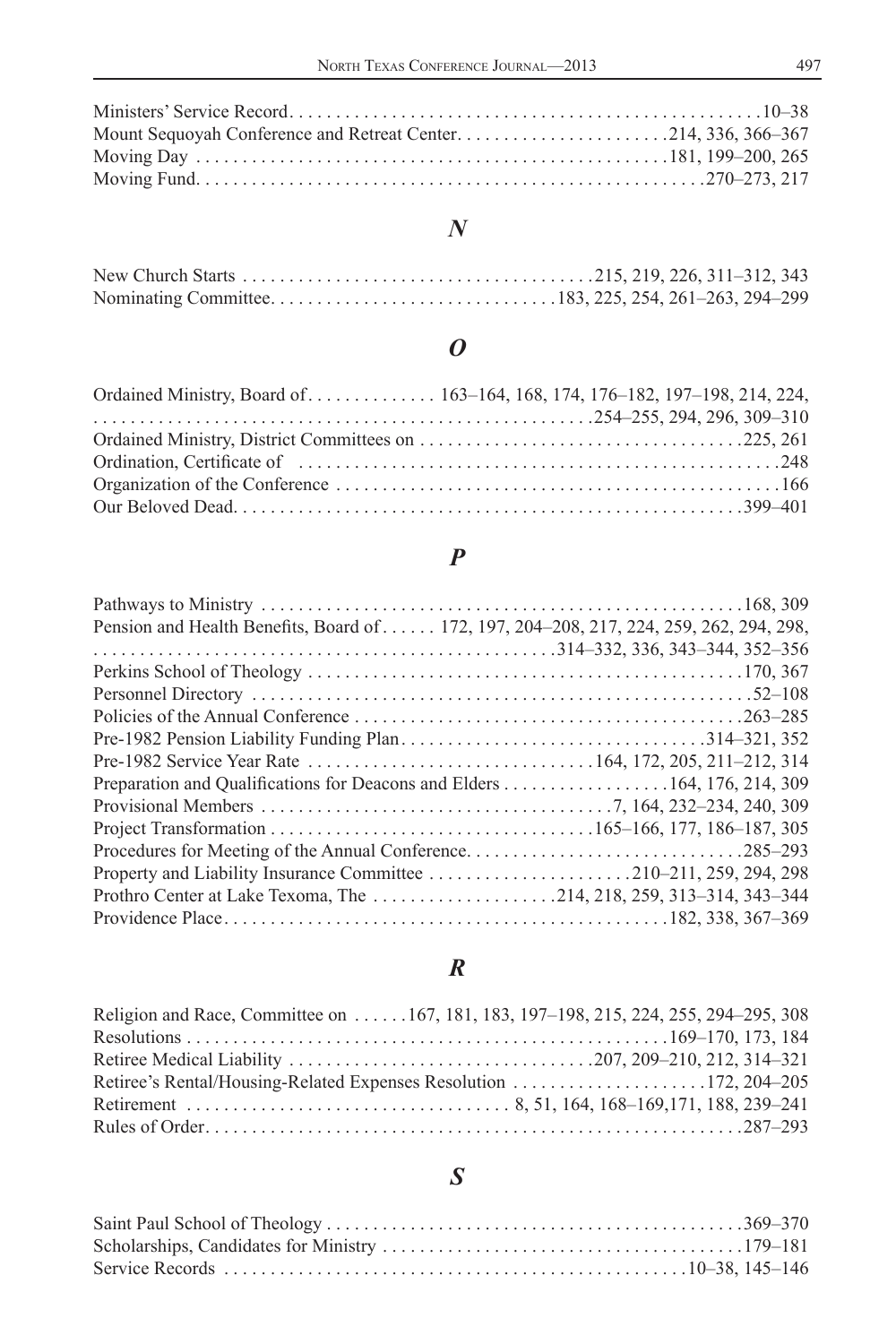Ministers' Service Record . . . . . 10–38
Mount Sequoyah Conference and Retreat Center . . . . . 214, 336, 366–367
Moving Day . . . . . 181, 199–200, 265
Moving Fund . . . . . 270–273, 217

## *N*

New Church Starts . . . . . 215, 219, 226, 311–312, 343
Nominating Committee . . . . . 183, 225, 254, 261–263, 294–299

## *O*

Ordained Ministry, Board of . . . . . 163–164, 168, 174, 176–182, 197–198, 214, 224, 254–255, 294, 296, 309–310
Ordained Ministry, District Committees on . . . . . 225, 261
Ordination, Certificate of . . . . . 248
Organization of the Conference . . . . . 166
Our Beloved Dead . . . . . 399–401

## *P*

Pathways to Ministry . . . . . 168, 309
Pension and Health Benefits, Board of . . . . . 172, 197, 204–208, 217, 224, 259, 262, 294, 298, 314–332, 336, 343–344, 352–356
Perkins School of Theology . . . . . 170, 367
Personnel Directory . . . . . 52–108
Policies of the Annual Conference . . . . . 263–285
Pre-1982 Pension Liability Funding Plan . . . . . 314–321, 352
Pre-1982 Service Year Rate . . . . . 164, 172, 205, 211–212, 314
Preparation and Qualifications for Deacons and Elders . . . . . 164, 176, 214, 309
Provisional Members . . . . . 7, 164, 232–234, 240, 309
Project Transformation . . . . . 165–166, 177, 186–187, 305
Procedures for Meeting of the Annual Conference . . . . . 285–293
Property and Liability Insurance Committee . . . . . 210–211, 259, 294, 298
Prothro Center at Lake Texoma, The . . . . . 214, 218, 259, 313–314, 343–344
Providence Place . . . . . 182, 338, 367–369

## *R*

Religion and Race, Committee on . . . . . 167, 181, 183, 197–198, 215, 224, 255, 294–295, 308
Resolutions . . . . . 169–170, 173, 184
Retiree Medical Liability . . . . . 207, 209–210, 212, 314–321
Retiree's Rental/Housing-Related Expenses Resolution . . . . . 172, 204–205
Retirement . . . . . 8, 51, 164, 168–169,171, 188, 239–241
Rules of Order . . . . . 287–293

## *S*

Saint Paul School of Theology . . . . . 369–370
Scholarships, Candidates for Ministry . . . . . 179–181
Service Records . . . . . 10–38, 145–146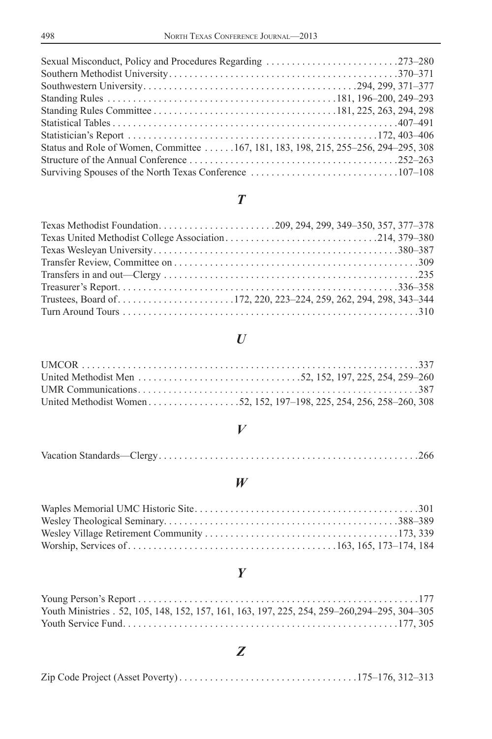Sexual Misconduct, Policy and Procedures Regarding . . . . . . . . . . . . . . . . . . . . . . . . . .273–280
Southern Methodist University. . . . . . . . . . . . . . . . . . . . . . . . . . . . . . . . . . . . . . . . . . . . .370–371
Southwestern University. . . . . . . . . . . . . . . . . . . . . . . . . . . . . . . . . . . . . . . . .294, 299, 371–377
Standing Rules . . . . . . . . . . . . . . . . . . . . . . . . . . . . . . . . . . . . . . . . . . . .181, 196–200, 249–293
Standing Rules Committee . . . . . . . . . . . . . . . . . . . . . . . . . . . . . . . . . . .181, 225, 263, 294, 298
Statistical Tables . . . . . . . . . . . . . . . . . . . . . . . . . . . . . . . . . . . . . . . . . . . . . . . . . . . . . . .407–491
Statistician's Report . . . . . . . . . . . . . . . . . . . . . . . . . . . . . . . . . . . . . . . . . . . . . . . . . .172, 403–406
Status and Role of Women, Committee . . . . . .167, 181, 183, 198, 215, 255–256, 294–295, 308
Structure of the Annual Conference . . . . . . . . . . . . . . . . . . . . . . . . . . . . . . . . . . . . . . . .252–263
Surviving Spouses of the North Texas Conference . . . . . . . . . . . . . . . . . . . . . . . . . . . . .107–108

## T

Texas Methodist Foundation. . . . . . . . . . . . . . . . . . . . . . .209, 294, 299, 349–350, 357, 377–378
Texas United Methodist College Association . . . . . . . . . . . . . . . . . . . . . . . . . . . . .214, 379–380
Texas Wesleyan University. . . . . . . . . . . . . . . . . . . . . . . . . . . . . . . . . . . . . . . . . . . . . . . .380–387
Transfer Review, Committee on . . . . . . . . . . . . . . . . . . . . . . . . . . . . . . . . . . . . . . . . . . . . . . . .309
Transfers in and out—Clergy . . . . . . . . . . . . . . . . . . . . . . . . . . . . . . . . . . . . . . . . . . . . . . . . . .235
Treasurer's Report. . . . . . . . . . . . . . . . . . . . . . . . . . . . . . . . . . . . . . . . . . . . . . . . . . . . . . .336–358
Trustees, Board of. . . . . . . . . . . . . . . . . . . . . . .172, 220, 223–224, 259, 262, 294, 298, 343–344
Turn Around Tours . . . . . . . . . . . . . . . . . . . . . . . . . . . . . . . . . . . . . . . . . . . . . . . . . . . . . . . . . .310

## U

UMCOR . . . . . . . . . . . . . . . . . . . . . . . . . . . . . . . . . . . . . . . . . . . . . . . . . . . . . . . . . . . . . . . . . .337
United Methodist Men . . . . . . . . . . . . . . . . . . . . . . . . . . . . . . .52, 152, 197, 225, 254, 259–260
UMR Communications. . . . . . . . . . . . . . . . . . . . . . . . . . . . . . . . . . . . . . . . . . . . . . . . . . . . . . .387
United Methodist Women . . . . . . . . . . . . . . . . . .52, 152, 197–198, 225, 254, 256, 258–260, 308

## V

Vacation Standards—Clergy. . . . . . . . . . . . . . . . . . . . . . . . . . . . . . . . . . . . . . . . . . . . . . . . . . .266

## W

Waples Memorial UMC Historic Site. . . . . . . . . . . . . . . . . . . . . . . . . . . . . . . . . . . . . . . . . . . .301
Wesley Theological Seminary. . . . . . . . . . . . . . . . . . . . . . . . . . . . . . . . . . . . . . . . . . . . . .388–389
Wesley Village Retirement Community . . . . . . . . . . . . . . . . . . . . . . . . . . . . . . . . . . . . . .173, 339
Worship, Services of . . . . . . . . . . . . . . . . . . . . . . . . . . . . . . . . . . . . . . . .163, 165, 173–174, 184

## Y

Young Person's Report . . . . . . . . . . . . . . . . . . . . . . . . . . . . . . . . . . . . . . . . . . . . . . . . . . . . . .177
Youth Ministries . 52, 105, 148, 152, 157, 161, 163, 197, 225, 254, 259–260,294–295, 304–305
Youth Service Fund. . . . . . . . . . . . . . . . . . . . . . . . . . . . . . . . . . . . . . . . . . . . . . . . . . . . . .177, 305

## Z

Zip Code Project (Asset Poverty) . . . . . . . . . . . . . . . . . . . . . . . . . . . . . . . . . .175–176, 312–313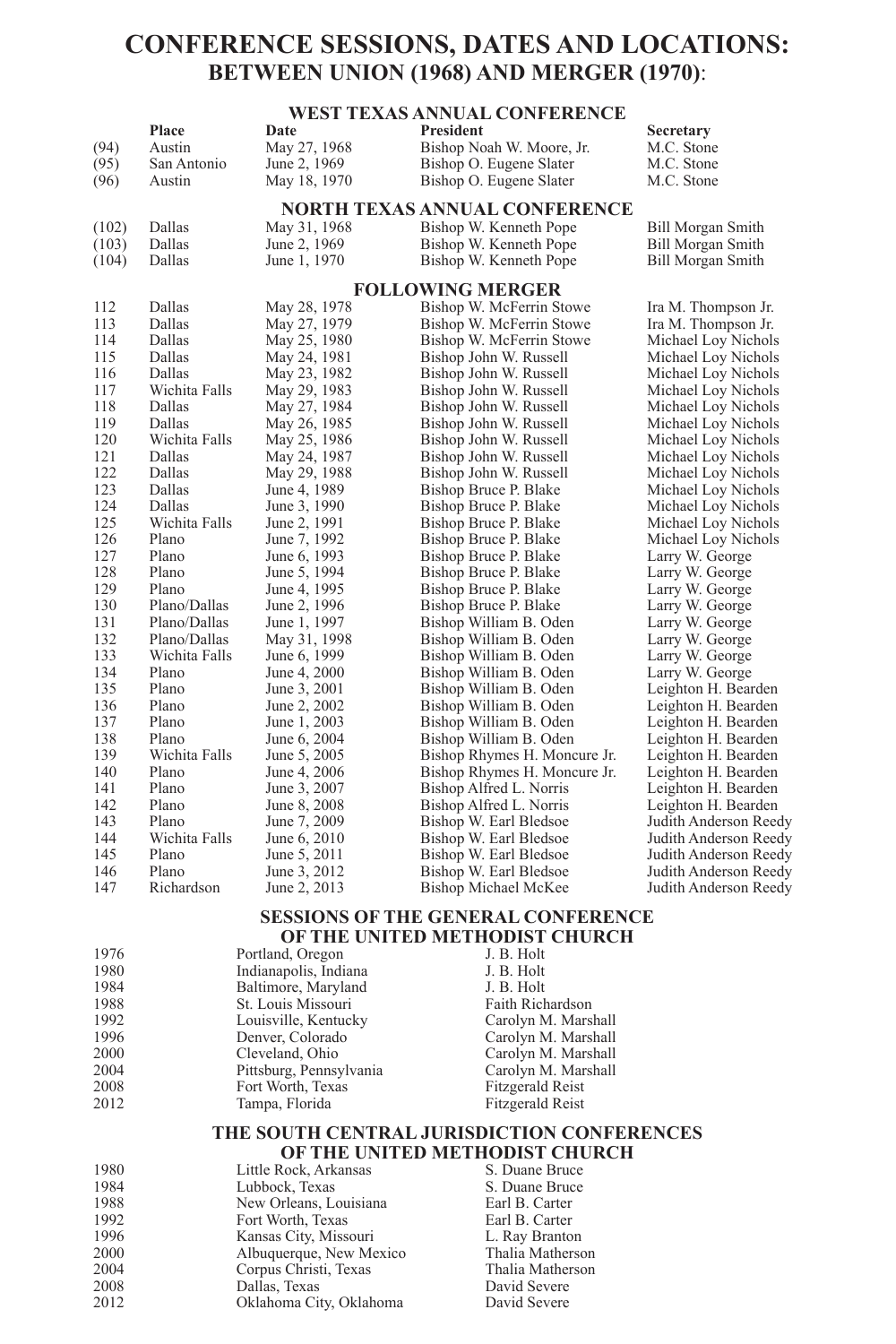# CONFERENCE SESSIONS, DATES AND LOCATIONS:

## BETWEEN UNION (1968) AND MERGER (1970):

### WEST TEXAS ANNUAL CONFERENCE

| | Place | Date | President | Secretary |
|---|---|---|---|---|
| (94) | Austin | May 27, 1968 | Bishop Noah W. Moore, Jr. | M.C. Stone |
| (95) | San Antonio | June 2, 1969 | Bishop O. Eugene Slater | M.C. Stone |
| (96) | Austin | May 18, 1970 | Bishop O. Eugene Slater | M.C. Stone |

### NORTH TEXAS ANNUAL CONFERENCE

| | | | | |
|---|---|---|---|---|
| (102) | Dallas | May 31, 1968 | Bishop W. Kenneth Pope | Bill Morgan Smith |
| (103) | Dallas | June 2, 1969 | Bishop W. Kenneth Pope | Bill Morgan Smith |
| (104) | Dallas | June 1, 1970 | Bishop W. Kenneth Pope | Bill Morgan Smith |

### FOLLOWING MERGER

| | | | | |
|---|---|---|---|---|
| 112 | Dallas | May 28, 1978 | Bishop W. McFerrin Stowe | Ira M. Thompson Jr. |
| 113 | Dallas | May 27, 1979 | Bishop W. McFerrin Stowe | Ira M. Thompson Jr. |
| 114 | Dallas | May 25, 1980 | Bishop W. McFerrin Stowe | Michael Loy Nichols |
| 115 | Dallas | May 24, 1981 | Bishop John W. Russell | Michael Loy Nichols |
| 116 | Dallas | May 23, 1982 | Bishop John W. Russell | Michael Loy Nichols |
| 117 | Wichita Falls | May 29, 1983 | Bishop John W. Russell | Michael Loy Nichols |
| 118 | Dallas | May 27, 1984 | Bishop John W. Russell | Michael Loy Nichols |
| 119 | Dallas | May 26, 1985 | Bishop John W. Russell | Michael Loy Nichols |
| 120 | Wichita Falls | May 25, 1986 | Bishop John W. Russell | Michael Loy Nichols |
| 121 | Dallas | May 24, 1987 | Bishop John W. Russell | Michael Loy Nichols |
| 122 | Dallas | May 29, 1988 | Bishop John W. Russell | Michael Loy Nichols |
| 123 | Dallas | June 4, 1989 | Bishop Bruce P. Blake | Michael Loy Nichols |
| 124 | Dallas | June 3, 1990 | Bishop Bruce P. Blake | Michael Loy Nichols |
| 125 | Wichita Falls | June 2, 1991 | Bishop Bruce P. Blake | Michael Loy Nichols |
| 126 | Plano | June 7, 1992 | Bishop Bruce P. Blake | Michael Loy Nichols |
| 127 | Plano | June 6, 1993 | Bishop Bruce P. Blake | Larry W. George |
| 128 | Plano | June 5, 1994 | Bishop Bruce P. Blake | Larry W. George |
| 129 | Plano | June 4, 1995 | Bishop Bruce P. Blake | Larry W. George |
| 130 | Plano/Dallas | June 2, 1996 | Bishop Bruce P. Blake | Larry W. George |
| 131 | Plano/Dallas | June 1, 1997 | Bishop William B. Oden | Larry W. George |
| 132 | Plano/Dallas | May 31, 1998 | Bishop William B. Oden | Larry W. George |
| 133 | Wichita Falls | June 6, 1999 | Bishop William B. Oden | Larry W. George |
| 134 | Plano | June 4, 2000 | Bishop William B. Oden | Larry W. George |
| 135 | Plano | June 3, 2001 | Bishop William B. Oden | Leighton H. Bearden |
| 136 | Plano | June 2, 2002 | Bishop William B. Oden | Leighton H. Bearden |
| 137 | Plano | June 1, 2003 | Bishop William B. Oden | Leighton H. Bearden |
| 138 | Plano | June 6, 2004 | Bishop William B. Oden | Leighton H. Bearden |
| 139 | Wichita Falls | June 5, 2005 | Bishop Rhymes H. Moncure Jr. | Leighton H. Bearden |
| 140 | Plano | June 4, 2006 | Bishop Rhymes H. Moncure Jr. | Leighton H. Bearden |
| 141 | Plano | June 3, 2007 | Bishop Alfred L. Norris | Leighton H. Bearden |
| 142 | Plano | June 8, 2008 | Bishop Alfred L. Norris | Leighton H. Bearden |
| 143 | Plano | June 7, 2009 | Bishop W. Earl Bledsoe | Judith Anderson Reedy |
| 144 | Wichita Falls | June 6, 2010 | Bishop W. Earl Bledsoe | Judith Anderson Reedy |
| 145 | Plano | June 5, 2011 | Bishop W. Earl Bledsoe | Judith Anderson Reedy |
| 146 | Plano | June 3, 2012 | Bishop W. Earl Bledsoe | Judith Anderson Reedy |
| 147 | Richardson | June 2, 2013 | Bishop Michael McKee | Judith Anderson Reedy |

### SESSIONS OF THE GENERAL CONFERENCE OF THE UNITED METHODIST CHURCH

| | | |
|---|---|---|
| 1976 | Portland, Oregon | J. B. Holt |
| 1980 | Indianapolis, Indiana | J. B. Holt |
| 1984 | Baltimore, Maryland | J. B. Holt |
| 1988 | St. Louis Missouri | Faith Richardson |
| 1992 | Louisville, Kentucky | Carolyn M. Marshall |
| 1996 | Denver, Colorado | Carolyn M. Marshall |
| 2000 | Cleveland, Ohio | Carolyn M. Marshall |
| 2004 | Pittsburg, Pennsylvania | Carolyn M. Marshall |
| 2008 | Fort Worth, Texas | Fitzgerald Reist |
| 2012 | Tampa, Florida | Fitzgerald Reist |

### THE SOUTH CENTRAL JURISDICTION CONFERENCES OF THE UNITED METHODIST CHURCH

| | | |
|---|---|---|
| 1980 | Little Rock, Arkansas | S. Duane Bruce |
| 1984 | Lubbock, Texas | S. Duane Bruce |
| 1988 | New Orleans, Louisiana | Earl B. Carter |
| 1992 | Fort Worth, Texas | Earl B. Carter |
| 1996 | Kansas City, Missouri | L. Ray Branton |
| 2000 | Albuquerque, New Mexico | Thalia Matherson |
| 2004 | Corpus Christi, Texas | Thalia Matherson |
| 2008 | Dallas, Texas | David Severe |
| 2012 | Oklahoma City, Oklahoma | David Severe |